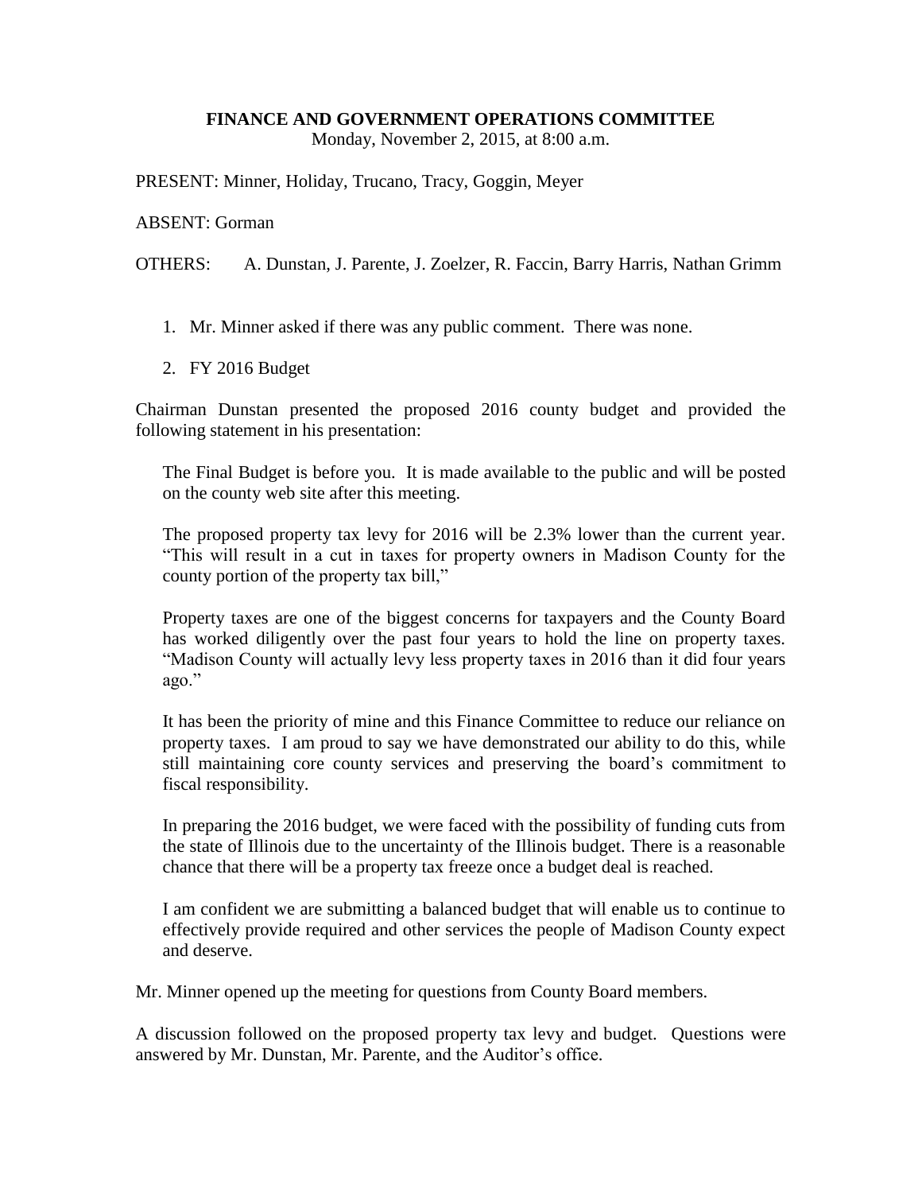**FINANCE AND GOVERNMENT OPERATIONS COMMITTEE**
Monday, November 2, 2015, at 8:00 a.m.

PRESENT: Minner, Holiday, Trucano, Tracy, Goggin, Meyer

ABSENT: Gorman

OTHERS: A. Dunstan, J. Parente, J. Zoelzer, R. Faccin, Barry Harris, Nathan Grimm

1. Mr. Minner asked if there was any public comment. There was none.

2. FY 2016 Budget

Chairman Dunstan presented the proposed 2016 county budget and provided the following statement in his presentation:

> The Final Budget is before you. It is made available to the public and will be posted on the county web site after this meeting.
>
> The proposed property tax levy for 2016 will be 2.3% lower than the current year. "This will result in a cut in taxes for property owners in Madison County for the county portion of the property tax bill,"
>
> Property taxes are one of the biggest concerns for taxpayers and the County Board has worked diligently over the past four years to hold the line on property taxes. "Madison County will actually levy less property taxes in 2016 than it did four years ago."
>
> It has been the priority of mine and this Finance Committee to reduce our reliance on property taxes. I am proud to say we have demonstrated our ability to do this, while still maintaining core county services and preserving the board's commitment to fiscal responsibility.
>
> In preparing the 2016 budget, we were faced with the possibility of funding cuts from the state of Illinois due to the uncertainty of the Illinois budget. There is a reasonable chance that there will be a property tax freeze once a budget deal is reached.
>
> I am confident we are submitting a balanced budget that will enable us to continue to effectively provide required and other services the people of Madison County expect and deserve.

Mr. Minner opened up the meeting for questions from County Board members.

A discussion followed on the proposed property tax levy and budget. Questions were answered by Mr. Dunstan, Mr. Parente, and the Auditor's office.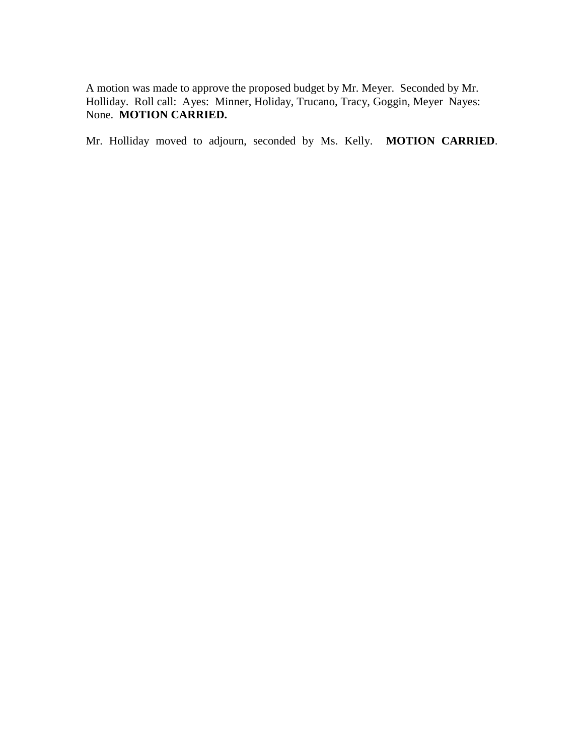A motion was made to approve the proposed budget by Mr. Meyer. Seconded by Mr. Holliday. Roll call: Ayes: Minner, Holiday, Trucano, Tracy, Goggin, Meyer Nayes: None. **MOTION CARRIED.**

Mr. Holliday moved to adjourn, seconded by Ms. Kelly. **MOTION CARRIED**.